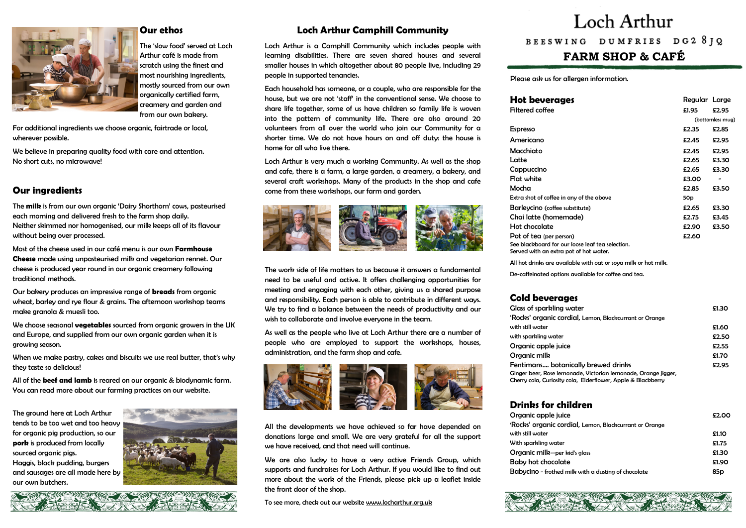## Our ethos

The 'slow food' served at Loch Arthur café is made from scratch using the finest and most nourishing ingredients, mostly sourced from our own organically certified farm, creamery and garden and from our own bakery.

For additional ingredients we choose organic, fairtrade or local, wherever possible.

We believe in preparing quality food with care and attention. No short cuts, no microwave!

## Our ingredients

The **milk** is from our own organic 'Dairy Shorthorn' cows, pasteurised each morning and delivered fresh to the farm shop daily. Neither skimmed nor homogenised, our milk keeps all of its flavour without being over processed.

Most of the cheese used in our café menu is our own **Farmhouse Cheese** made using unpasteurised milk and vegetarian rennet. Our cheese is produced year round in our organic creamery following traditional methods.

Our bakery produces an impressive range of **breads** from organic wheat, barley and rye flour & grains. The afternoon workshop teams make granola & muesli too.

We choose seasonal **vegetables** sourced from organic growers in the UK and Europe, and supplied from our own organic garden when it is growing season.

When we make pastry, cakes and biscuits we use real butter, that's why they taste so delicious!

All of the **beef and lamb** is reared on our organic & biodynamic farm. You can read more about our farming practices on our website.

The ground here at Loch Arthur tends to be too wet and too heavy for organic pig production, so our **pork** is produced from locally sourced organic pigs. Haggis, black pudding, burgers and sausages are all made here by our own butchers.

## Loch Arthur Camphill Community

Loch Arthur is a Camphill Community which includes people with learning disabilities. There are seven shared houses and several smaller houses in which altogether about 80 people live, including 29 people in supported tenancies.

Each household has someone, or a couple, who are responsible for the house, but we are not 'staff' in the conventional sense. We choose to share life together, some of us have children so family life is woven into the pattern of community life. There are also around 20 volunteers from all over the world who join our Community for a shorter time. We do not have hours on and off duty: the house is home for all who live there.

Loch Arthur is very much a working Community. As well as the shop and cafe, there is a farm, a large garden, a creamery, a bakery, and several craft workshops. Many of the products in the shop and cafe come from these workshops, our farm and garden.

The work side of life matters to us because it answers a fundamental need to be useful and active. It offers challenging opportunities for meeting and engaging with each other, giving us a shared purpose and responsibility. Each person is able to contribute in different ways. We try to find a balance between the needs of productivity and our wish to collaborate and involve everyone in the team.

As well as the people who live at Loch Arthur there are a number of people who are employed to support the workshops, houses, administration, and the farm shop and cafe.

All the developments we have achieved so far have depended on donations large and small. We are very grateful for all the support we have received, and that need will continue.

We are also lucky to have a very active Friends Group, which supports and fundraises for Loch Arthur. If you would like to find out more about the work of the Friends, please pick up a leaflet inside the front door of the shop.

To see more, check out our website www.locharthur.org.uk

# Loch Arthur

BEESWING DUMFRIES DG2 8JQ

## FARM SHOP & CAFÉ

Please ask us for allergen information.

### Hot beverages

| | Regular | Large |
|---|---|---|
| Filtered coffee | £1.95 | £2.95 (bottomless mug) |
| Espresso | £2.35 | £2.85 |
| Americano | £2.45 | £2.95 |
| Macchiato | £2.45 | £2.95 |
| Latte | £2.65 | £3.30 |
| Cappuccino | £2.65 | £3.30 |
| Flat white | £3.00 | - |
| Mocha | £2.85 | £3.50 |
| Extra shot of coffee in any of the above | 50p | |
| Barleycino (coffee substitute) | £2.65 | £3.30 |
| Chai latte (homemade) | £2.75 | £3.45 |
| Hot chocolate | £2.90 | £3.50 |
| Pot of tea (per person) | £2.60 | |

See blackboard for our loose leaf tea selection.
Served with an extra pot of hot water.

All hot drinks are available with oat or soya milk or hot milk.

De-caffeinated options available for coffee and tea.

### Cold beverages

| | |
|---|---|
| Glass of sparkling water | £1.30 |
| 'Rocks' organic cordial, Lemon, Blackcurrant or Orange | |
| with still water | £1.60 |
| with sparkling water | £2.50 |
| Organic apple juice | £2.55 |
| Organic milk | £1.70 |
| Fentimans.... botanically brewed drinks | £2.95 |

Ginger beer, Rose lemonade, Victorian lemonade, Orange jigger, Cherry cola, Curiosity cola, Elderflower, Apple & Blackberry

### Drinks for children

| | |
|---|---|
| Organic apple juice | £2.00 |
| 'Rocks' organic cordial, Lemon, Blackcurrant or Orange | |
| with still water | £1.10 |
| With sparkling water | £1.75 |
| Organic milk—per kid's glass | £1.30 |
| Baby hot chocolate | £1.90 |
| Babycino - frothed milk with a dusting of chocolate | 85p |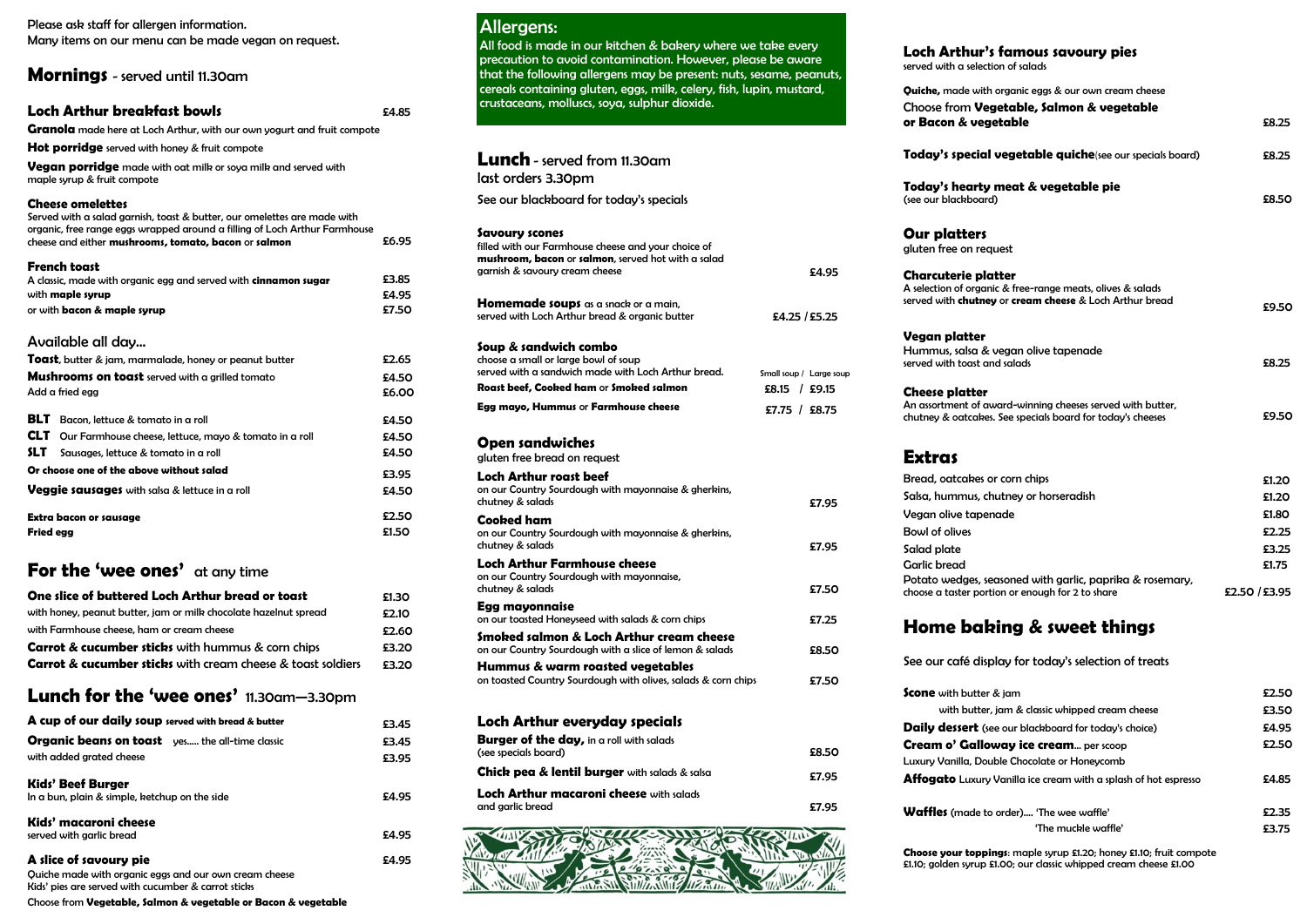Please ask staff for allergen information.
Many items on our menu can be made vegan on request.

## Mornings - served until 11.30am

| | |
|---|---|
| **Loch Arthur breakfast bowls** | £4.85 |
| **Granola** made here at Loch Arthur, with our own yogurt and fruit compote | |
| **Hot porridge** served with honey & fruit compote | |
| **Vegan porridge** made with oat milk or soya milk and served with maple syrup & fruit compote | |

**Cheese omelettes**
Served with a salad garnish, toast & butter, our omelettes are made with organic, free range eggs wrapped around a filling of Loch Arthur Farmhouse cheese and either **mushrooms, tomato, bacon** or **salmon** — £6.95

**French toast**

| | |
|---|---|
| A classic, made with organic egg and served with **cinnamon sugar** | £3.85 |
| with **maple syrup** | £4.95 |
| or with **bacon & maple syrup** | £7.50 |

### Available all day...

| | |
|---|---|
| **Toast**, butter & jam, marmalade, honey or peanut butter | £2.65 |
| **Mushrooms on toast** served with a grilled tomato | £4.50 |
| Add a fried egg | £6.00 |
| **BLT** Bacon, lettuce & tomato in a roll | £4.50 |
| **CLT** Our Farmhouse cheese, lettuce, mayo & tomato in a roll | £4.50 |
| **SLT** Sausages, lettuce & tomato in a roll | £4.50 |
| **Or choose one of the above without salad** | £3.95 |
| **Veggie sausages** with salsa & lettuce in a roll | £4.50 |
| **Extra bacon or sausage** | £2.50 |
| **Fried egg** | £1.50 |

## For the 'wee ones' at any time

| | |
|---|---|
| **One slice of buttered Loch Arthur bread or toast** | £1.30 |
| with honey, peanut butter, jam or milk chocolate hazelnut spread | £2.10 |
| with Farmhouse cheese, ham or cream cheese | £2.60 |
| **Carrot & cucumber sticks** with hummus & corn chips | £3.20 |
| **Carrot & cucumber sticks** with cream cheese & toast soldiers | £3.20 |

## Lunch for the 'wee ones' 11.30am—3.30pm

| | |
|---|---|
| **A cup of our daily soup** served with bread & butter | £3.45 |
| **Organic beans on toast** yes..... the all-time classic | £3.45 |
| with added grated cheese | £3.95 |
| **Kids' Beef Burger** In a bun, plain & simple, ketchup on the side | £4.95 |
| **Kids' macaroni cheese** served with garlic bread | £4.95 |
| **A slice of savoury pie** | £4.95 |

Quiche made with organic eggs and our own cream cheese
Kids' pies are served with cucumber & carrot sticks
Choose from **Vegetable, Salmon & vegetable or Bacon & vegetable**

## Allergens:

All food is made in our kitchen & bakery where we take every precaution to avoid contamination. However, please be aware that the following allergens may be present: nuts, sesame, peanuts, cereals containing gluten, eggs, milk, celery, fish, lupin, mustard, crustaceans, molluscs, soya, sulphur dioxide.

## Lunch - served from 11.30am

last orders 3.30pm

See our blackboard for today's specials

| | |
|---|---|
| **Savoury scones** filled with our Farmhouse cheese and your choice of **mushroom, bacon** or **salmon**, served hot with a salad garnish & savoury cream cheese | £4.95 |
| **Homemade soups** as a snack or a main, served with Loch Arthur bread & organic butter | £4.25 / £5.25 |

**Soup & sandwich combo**
choose a small or large bowl of soup served with a sandwich made with Loch Arthur bread.

| | Small soup | Large soup |
|---|---|---|
| **Roast beef, Cooked ham** or **Smoked salmon** | £8.15 | £9.15 |
| **Egg mayo, Hummus** or **Farmhouse cheese** | £7.75 | £8.75 |

### Open sandwiches

gluten free bread on request

| | |
|---|---|
| **Loch Arthur roast beef** on our Country Sourdough with mayonnaise & gherkins, chutney & salads | £7.95 |
| **Cooked ham** on our Country Sourdough with mayonnaise & gherkins, chutney & salads | £7.95 |
| **Loch Arthur Farmhouse cheese** on our Country Sourdough with mayonnaise, chutney & salads | £7.50 |
| **Egg mayonnaise** on our toasted Honeyseed with salads & corn chips | £7.25 |
| **Smoked salmon & Loch Arthur cream cheese** on our Country Sourdough with a slice of lemon & salads | £8.50 |
| **Hummus & warm roasted vegetables** on toasted Country Sourdough with olives, salads & corn chips | £7.50 |

### Loch Arthur everyday specials

| | |
|---|---|
| **Burger of the day,** in a roll with salads (see specials board) | £8.50 |
| **Chick pea & lentil burger** with salads & salsa | £7.95 |
| **Loch Arthur macaroni cheese** with salads and garlic bread | £7.95 |

### Loch Arthur's famous savoury pies

served with a selection of salads

| | |
|---|---|
| **Quiche,** made with organic eggs & our own cream cheese. Choose from **Vegetable, Salmon & vegetable or Bacon & vegetable** | £8.25 |
| **Today's special vegetable quiche** (see our specials board) | £8.25 |
| **Today's hearty meat & vegetable pie** (see our blackboard) | £8.50 |

### Our platters

gluten free on request

| | |
|---|---|
| **Charcuterie platter** A selection of organic & free-range meats, olives & salads served with **chutney** or **cream cheese** & Loch Arthur bread | £9.50 |
| **Vegan platter** Hummus, salsa & vegan olive tapenade served with toast and salads | £8.25 |
| **Cheese platter** An assortment of award-winning cheeses served with butter, chutney & oatcakes. See specials board for today's cheeses | £9.50 |

## Extras

| | |
|---|---|
| Bread, oatcakes or corn chips | £1.20 |
| Salsa, hummus, chutney or horseradish | £1.20 |
| Vegan olive tapenade | £1.80 |
| Bowl of olives | £2.25 |
| Salad plate | £3.25 |
| Garlic bread | £1.75 |
| Potato wedges, seasoned with garlic, paprika & rosemary, choose a taster portion or enough for 2 to share | £2.50 / £3.95 |

## Home baking & sweet things

See our café display for today's selection of treats

| | |
|---|---|
| **Scone** with butter & jam | £2.50 |
| with butter, jam & classic whipped cream cheese | £3.50 |
| **Daily dessert** (see our blackboard for today's choice) | £4.95 |
| **Cream o' Galloway ice cream**... per scoop | £2.50 |
| Luxury Vanilla, Double Chocolate or Honeycomb | |
| **Affogato** Luxury Vanilla ice cream with a splash of hot espresso | £4.85 |
| **Waffles** (made to order).... 'The wee waffle' | £2.35 |
| 'The muckle waffle' | £3.75 |

**Choose your toppings**: maple syrup £1.20; honey £1.10; fruit compote £1.10; golden syrup £1.00; our classic whipped cream cheese £1.00